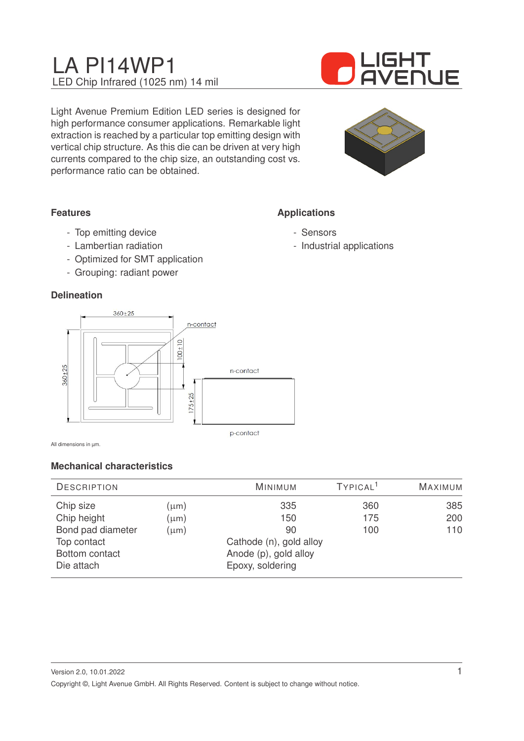# LA PI14WP1

LED Chip Infrared (1025 nm) 14 mil

Light Avenue Premium Edition LED series is designed for high performance consumer applications. Remarkable light extraction is reached by a particular top emitting design with vertical chip structure. As this die can be driven at very high currents compared to the chip size, an outstanding cost vs. performance ratio can be obtained.

### Features

- Top emitting device
- Lambertian radiation
- Optimized for SMT application
- Grouping: radiant power

### Applications

- Sensors
- Industrial applications

### Delineation

360±25

n-contact

100±10

360±25

175±25

n-contact

p-contact

All dimensions in µm.

### Mechanical characteristics

| Description | | Minimum | Typical[1] | Maximum |
|---|---|---|---|---|
| Chip size | (µm) | 335 | 360 | 385 |
| Chip height | (µm) | 150 | 175 | 200 |
| Bond pad diameter | (µm) | 90 | 100 | 110 |
| Top contact | | Cathode (n), gold alloy | | |
| Bottom contact | | Anode (p), gold alloy | | |
| Die attach | | Epoxy, soldering | | |

Version 2.0, 10.01.2022

Copyright ©, Light Avenue GmbH. All Rights Reserved. Content is subject to change without notice.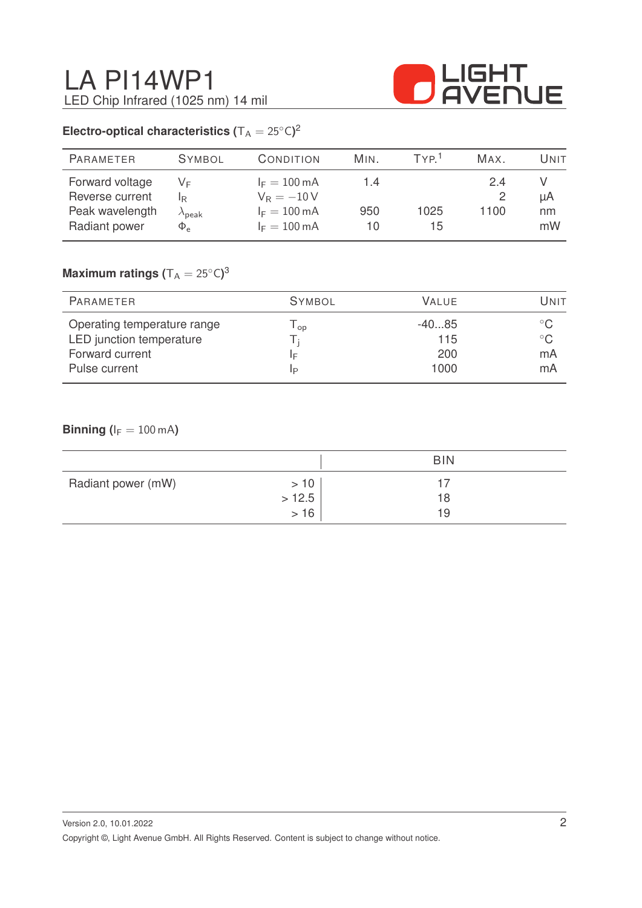# LA PI14WP1

LED Chip Infrared (1025 nm) 14 mil

### Electro-optical characteristics ($T_A = 25°C$)[2]

| Parameter | Symbol | Condition | Min. | Typ.[1] | Max. | Unit |
|---|---|---|---|---|---|---|
| Forward voltage | $V_F$ | $I_F = 100\,mA$ | 1.4 | | 2.4 | V |
| Reverse current | $I_R$ | $V_R = -10\,V$ | | | 2 | µA |
| Peak wavelength | $\lambda_{peak}$ | $I_F = 100\,mA$ | 950 | 1025 | 1100 | nm |
| Radiant power | $\Phi_e$ | $I_F = 100\,mA$ | 10 | 15 | | mW |

### Maximum ratings ($T_A = 25°C$)[3]

| Parameter | Symbol | Value | Unit |
|---|---|---|---|
| Operating temperature range | $T_{op}$ | -40...85 | °C |
| LED junction temperature | $T_j$ | 115 | °C |
| Forward current | $I_F$ | 200 | mA |
| Pulse current | $I_P$ | 1000 | mA |

### Binning ($I_F = 100\,mA$)

| | | BIN |
|---|---|---|
| Radiant power (mW) | > 10 | 17 |
| | > 12.5 | 18 |
| | > 16 | 19 |

Version 2.0, 10.01.2022

Copyright ©, Light Avenue GmbH. All Rights Reserved. Content is subject to change without notice.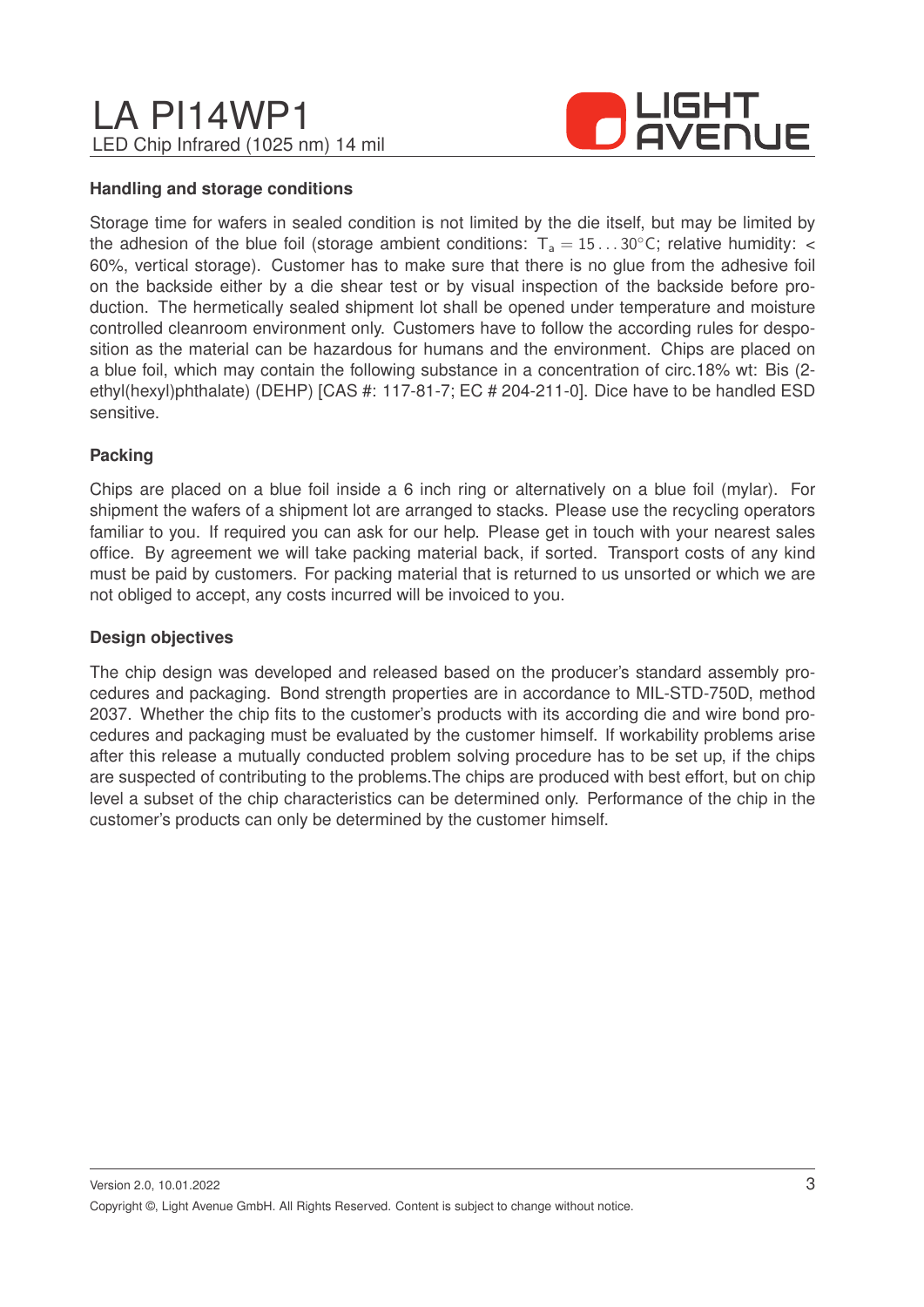### Handling and storage conditions

Storage time for wafers in sealed condition is not limited by the die itself, but may be limited by the adhesion of the blue foil (storage ambient conditions: $T_a = 15 \ldots 30°C$; relative humidity: < 60%, vertical storage). Customer has to make sure that there is no glue from the adhesive foil on the backside either by a die shear test or by visual inspection of the backside before production. The hermetically sealed shipment lot shall be opened under temperature and moisture controlled cleanroom environment only. Customers have to follow the according rules for desposition as the material can be hazardous for humans and the environment. Chips are placed on a blue foil, which may contain the following substance in a concentration of circ.18% wt: Bis (2-ethyl(hexyl)phthalate) (DEHP) [CAS #: 117-81-7; EC # 204-211-0]. Dice have to be handled ESD sensitive.

### Packing

Chips are placed on a blue foil inside a 6 inch ring or alternatively on a blue foil (mylar). For shipment the wafers of a shipment lot are arranged to stacks. Please use the recycling operators familiar to you. If required you can ask for our help. Please get in touch with your nearest sales office. By agreement we will take packing material back, if sorted. Transport costs of any kind must be paid by customers. For packing material that is returned to us unsorted or which we are not obliged to accept, any costs incurred will be invoiced to you.

### Design objectives

The chip design was developed and released based on the producer's standard assembly procedures and packaging. Bond strength properties are in accordance to MIL-STD-750D, method 2037. Whether the chip fits to the customer's products with its according die and wire bond procedures and packaging must be evaluated by the customer himself. If workability problems arise after this release a mutually conducted problem solving procedure has to be set up, if the chips are suspected of contributing to the problems.The chips are produced with best effort, but on chip level a subset of the chip characteristics can be determined only. Performance of the chip in the customer's products can only be determined by the customer himself.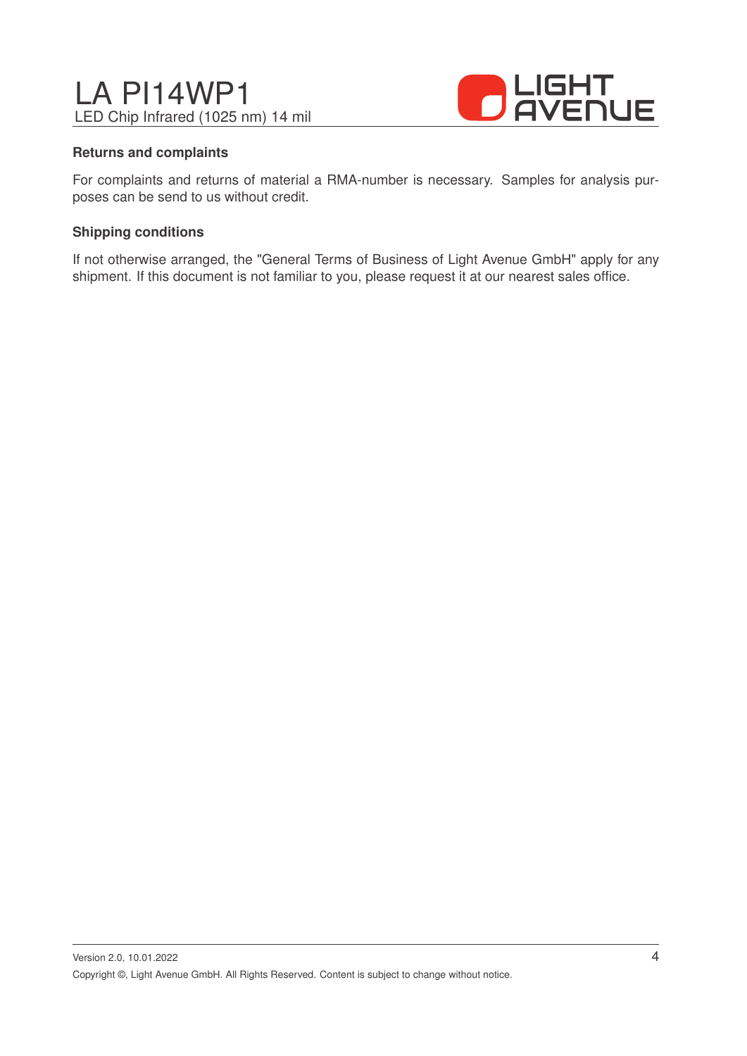**Returns and complaints**

For complaints and returns of material a RMA-number is necessary. Samples for analysis purposes can be send to us without credit.

**Shipping conditions**

If not otherwise arranged, the "General Terms of Business of Light Avenue GmbH" apply for any shipment. If this document is not familiar to you, please request it at our nearest sales office.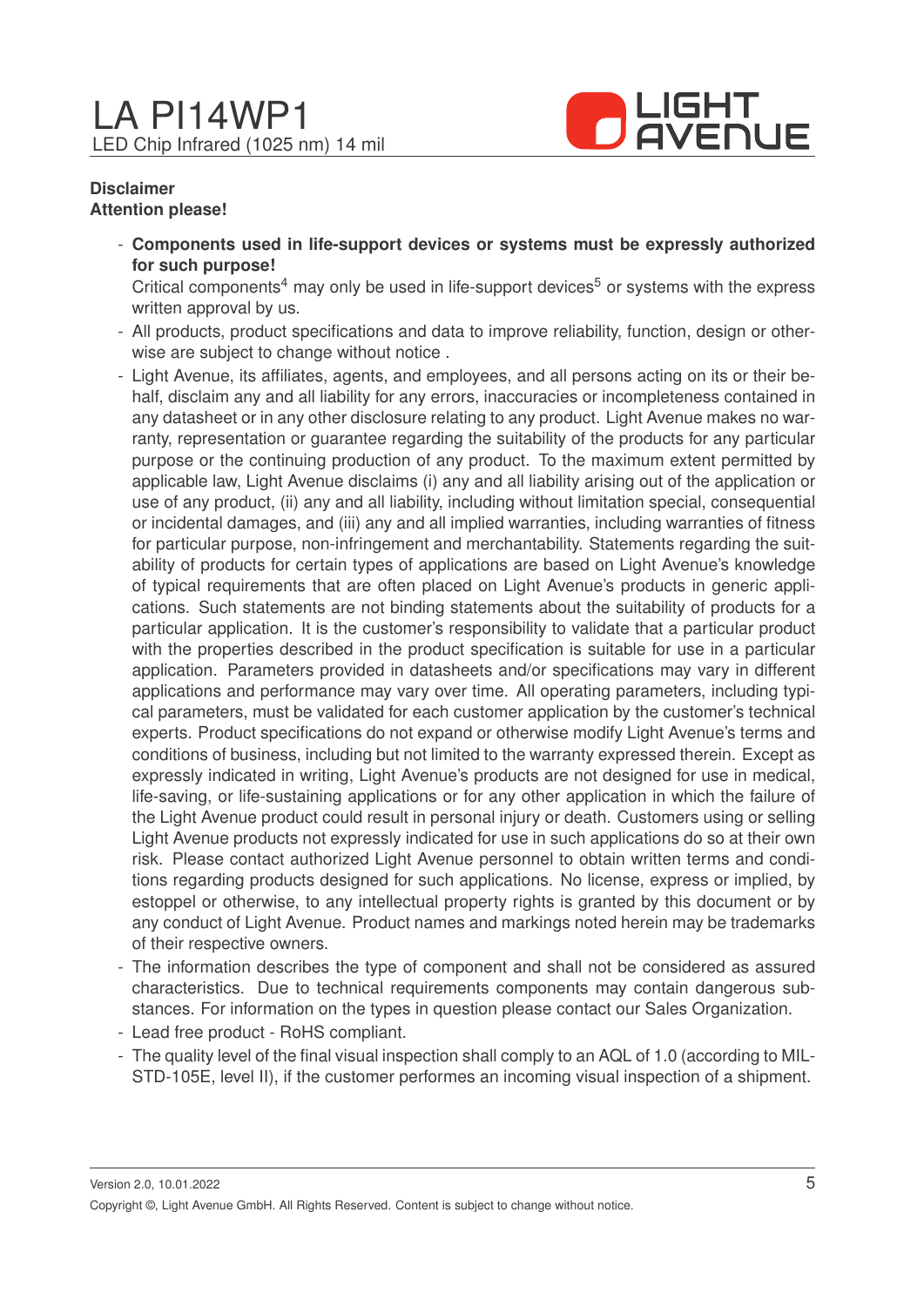**Disclaimer**
**Attention please!**

- **Components used in life-support devices or systems must be expressly authorized for such purpose!**
  Critical components[4] may only be used in life-support devices[5] or systems with the express written approval by us.
- All products, product specifications and data to improve reliability, function, design or otherwise are subject to change without notice .
- Light Avenue, its affiliates, agents, and employees, and all persons acting on its or their behalf, disclaim any and all liability for any errors, inaccuracies or incompleteness contained in any datasheet or in any other disclosure relating to any product. Light Avenue makes no warranty, representation or guarantee regarding the suitability of the products for any particular purpose or the continuing production of any product. To the maximum extent permitted by applicable law, Light Avenue disclaims (i) any and all liability arising out of the application or use of any product, (ii) any and all liability, including without limitation special, consequential or incidental damages, and (iii) any and all implied warranties, including warranties of fitness for particular purpose, non-infringement and merchantability. Statements regarding the suitability of products for certain types of applications are based on Light Avenue's knowledge of typical requirements that are often placed on Light Avenue's products in generic applications. Such statements are not binding statements about the suitability of products for a particular application. It is the customer's responsibility to validate that a particular product with the properties described in the product specification is suitable for use in a particular application. Parameters provided in datasheets and/or specifications may vary in different applications and performance may vary over time. All operating parameters, including typical parameters, must be validated for each customer application by the customer's technical experts. Product specifications do not expand or otherwise modify Light Avenue's terms and conditions of business, including but not limited to the warranty expressed therein. Except as expressly indicated in writing, Light Avenue's products are not designed for use in medical, life-saving, or life-sustaining applications or for any other application in which the failure of the Light Avenue product could result in personal injury or death. Customers using or selling Light Avenue products not expressly indicated for use in such applications do so at their own risk. Please contact authorized Light Avenue personnel to obtain written terms and conditions regarding products designed for such applications. No license, express or implied, by estoppel or otherwise, to any intellectual property rights is granted by this document or by any conduct of Light Avenue. Product names and markings noted herein may be trademarks of their respective owners.
- The information describes the type of component and shall not be considered as assured characteristics. Due to technical requirements components may contain dangerous substances. For information on the types in question please contact our Sales Organization.
- Lead free product - RoHS compliant.
- The quality level of the final visual inspection shall comply to an AQL of 1.0 (according to MIL-STD-105E, level II), if the customer performes an incoming visual inspection of a shipment.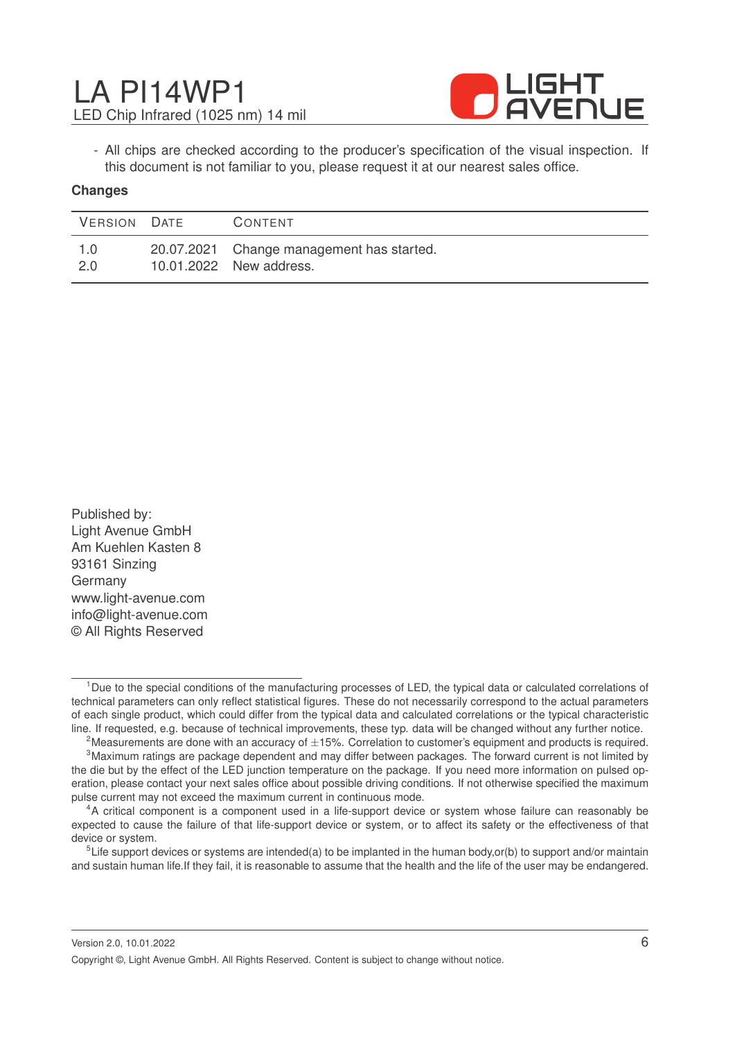- All chips are checked according to the producer's specification of the visual inspection. If this document is not familiar to you, please request it at our nearest sales office.

**Changes**

| Version | Date | Content |
|---|---|---|
| 1.0 | 20.07.2021 | Change management has started. |
| 2.0 | 10.01.2022 | New address. |

Published by:
Light Avenue GmbH
Am Kuehlen Kasten 8
93161 Sinzing
Germany
www.light-avenue.com
info@light-avenue.com
© All Rights Reserved

[1] Due to the special conditions of the manufacturing processes of LED, the typical data or calculated correlations of technical parameters can only reflect statistical figures. These do not necessarily correspond to the actual parameters of each single product, which could differ from the typical data and calculated correlations or the typical characteristic line. If requested, e.g. because of technical improvements, these typ. data will be changed without any further notice.

[2] Measurements are done with an accuracy of $\pm$15%. Correlation to customer's equipment and products is required.

[3] Maximum ratings are package dependent and may differ between packages. The forward current is not limited by the die but by the effect of the LED junction temperature on the package. If you need more information on pulsed operation, please contact your next sales office about possible driving conditions. If not otherwise specified the maximum pulse current may not exceed the maximum current in continuous mode.

[4] A critical component is a component used in a life-support device or system whose failure can reasonably be expected to cause the failure of that life-support device or system, or to affect its safety or the effectiveness of that device or system.

[5] Life support devices or systems are intended(a) to be implanted in the human body,or(b) to support and/or maintain and sustain human life.If they fail, it is reasonable to assume that the health and the life of the user may be endangered.